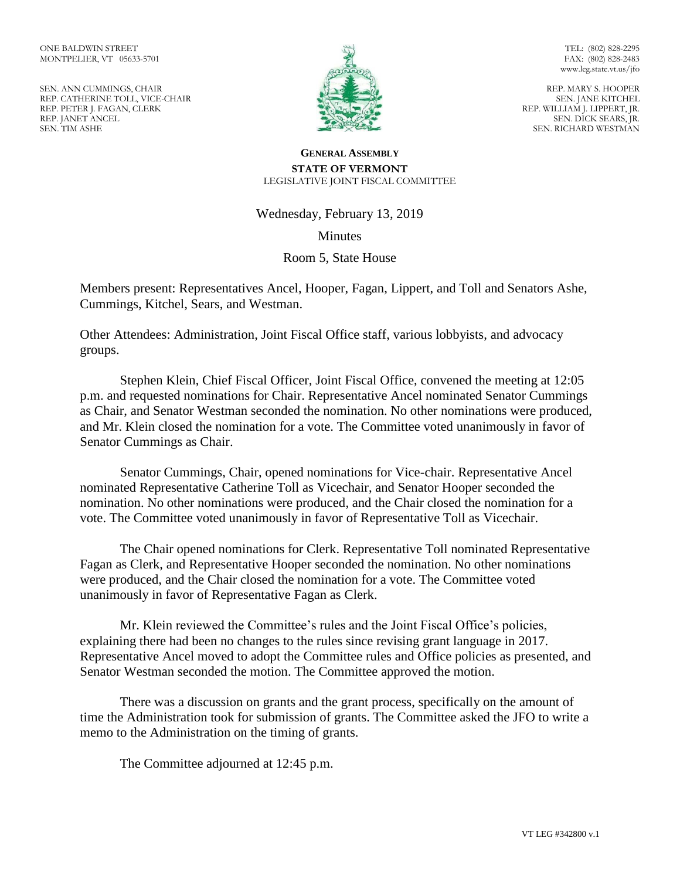ONE BALDWIN STREET
MONTPELIER, VT 05633-5701

SEN. ANN CUMMINGS, CHAIR
REP. CATHERINE TOLL, VICE-CHAIR
REP. PETER J. FAGAN, CLERK
REP. JANET ANCEL
SEN. TIM ASHE

TEL: (802) 828-2295
FAX: (802) 828-2483
www.leg.state.vt.us/jfo

REP. MARY S. HOOPER
SEN. JANE KITCHEL
REP. WILLIAM J. LIPPERT, JR.
SEN. DICK SEARS, JR.
SEN. RICHARD WESTMAN

**GENERAL ASSEMBLY**
**STATE OF VERMONT**
LEGISLATIVE JOINT FISCAL COMMITTEE

Wednesday, February 13, 2019

Minutes

Room 5, State House

Members present: Representatives Ancel, Hooper, Fagan, Lippert, and Toll and Senators Ashe, Cummings, Kitchel, Sears, and Westman.

Other Attendees: Administration, Joint Fiscal Office staff, various lobbyists, and advocacy groups.

Stephen Klein, Chief Fiscal Officer, Joint Fiscal Office, convened the meeting at 12:05 p.m. and requested nominations for Chair. Representative Ancel nominated Senator Cummings as Chair, and Senator Westman seconded the nomination. No other nominations were produced, and Mr. Klein closed the nomination for a vote. The Committee voted unanimously in favor of Senator Cummings as Chair.

Senator Cummings, Chair, opened nominations for Vice-chair. Representative Ancel nominated Representative Catherine Toll as Vicechair, and Senator Hooper seconded the nomination. No other nominations were produced, and the Chair closed the nomination for a vote. The Committee voted unanimously in favor of Representative Toll as Vicechair.

The Chair opened nominations for Clerk. Representative Toll nominated Representative Fagan as Clerk, and Representative Hooper seconded the nomination. No other nominations were produced, and the Chair closed the nomination for a vote. The Committee voted unanimously in favor of Representative Fagan as Clerk.

Mr. Klein reviewed the Committee's rules and the Joint Fiscal Office's policies, explaining there had been no changes to the rules since revising grant language in 2017. Representative Ancel moved to adopt the Committee rules and Office policies as presented, and Senator Westman seconded the motion. The Committee approved the motion.

There was a discussion on grants and the grant process, specifically on the amount of time the Administration took for submission of grants. The Committee asked the JFO to write a memo to the Administration on the timing of grants.

The Committee adjourned at 12:45 p.m.

VT LEG #342800 v.1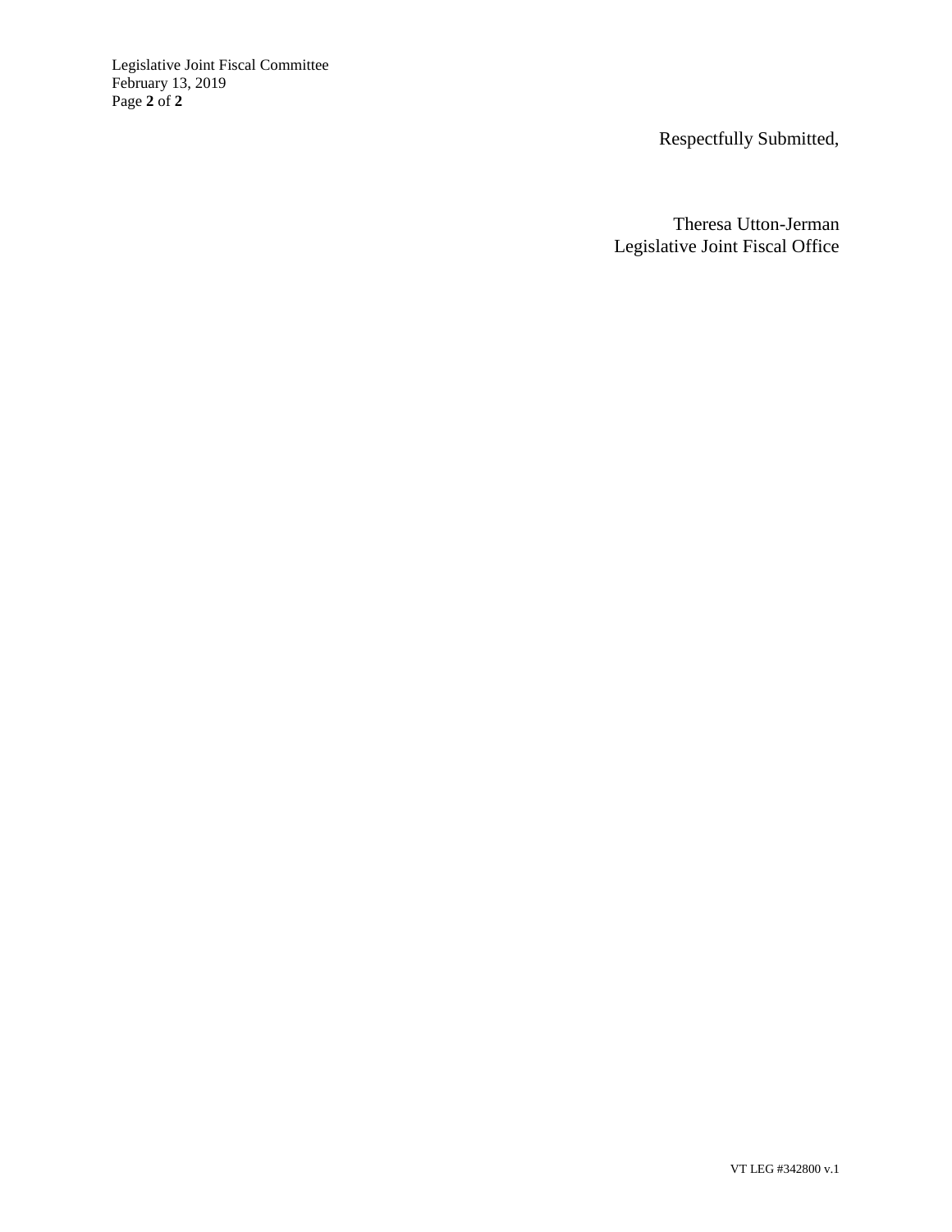Respectfully Submitted,

Theresa Utton-Jerman
Legislative Joint Fiscal Office

VT LEG #342800 v.1